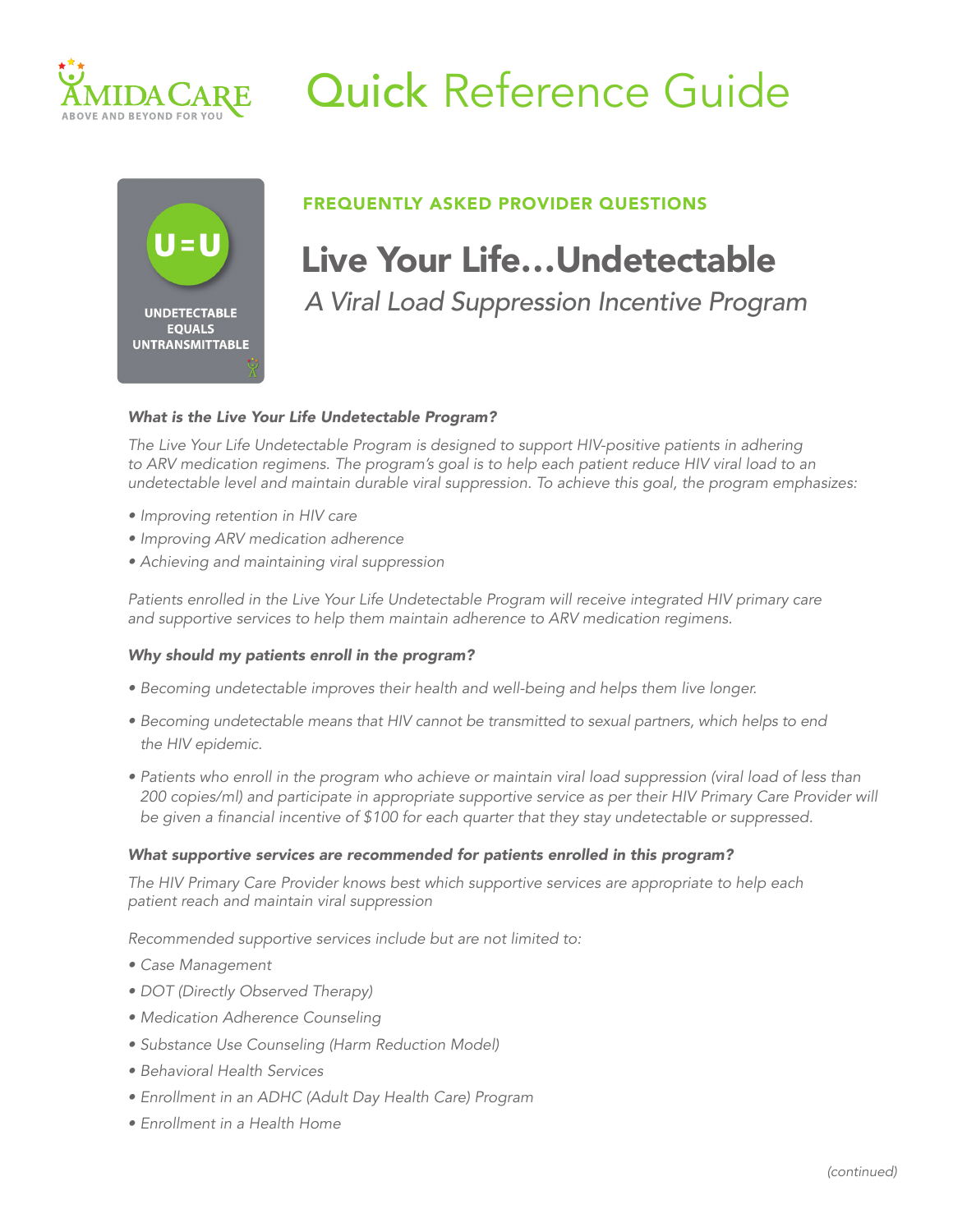# Quick Reference Guide

U=U

UNDETECTABLE EQUALS UNTRANSMITTABLE

**FREQUENTLY ASKED PROVIDER QUESTIONS**

## Live Your Life…Undetectable

*A Viral Load Suppression Incentive Program*

***What is the Live Your Life Undetectable Program?***

*The Live Your Life Undetectable Program is designed to support HIV-positive patients in adhering to ARV medication regimens. The program's goal is to help each patient reduce HIV viral load to an undetectable level and maintain durable viral suppression. To achieve this goal, the program emphasizes:*

- *Improving retention in HIV care*
- *Improving ARV medication adherence*
- *Achieving and maintaining viral suppression*

*Patients enrolled in the Live Your Life Undetectable Program will receive integrated HIV primary care and supportive services to help them maintain adherence to ARV medication regimens.*

***Why should my patients enroll in the program?***

- *Becoming undetectable improves their health and well-being and helps them live longer.*
- *Becoming undetectable means that HIV cannot be transmitted to sexual partners, which helps to end the HIV epidemic.*
- *Patients who enroll in the program who achieve or maintain viral load suppression (viral load of less than 200 copies/ml) and participate in appropriate supportive service as per their HIV Primary Care Provider will be given a financial incentive of $100 for each quarter that they stay undetectable or suppressed.*

***What supportive services are recommended for patients enrolled in this program?***

*The HIV Primary Care Provider knows best which supportive services are appropriate to help each patient reach and maintain viral suppression*

*Recommended supportive services include but are not limited to:*

- *Case Management*
- *DOT (Directly Observed Therapy)*
- *Medication Adherence Counseling*
- *Substance Use Counseling (Harm Reduction Model)*
- *Behavioral Health Services*
- *Enrollment in an ADHC (Adult Day Health Care) Program*
- *Enrollment in a Health Home*

*(continued)*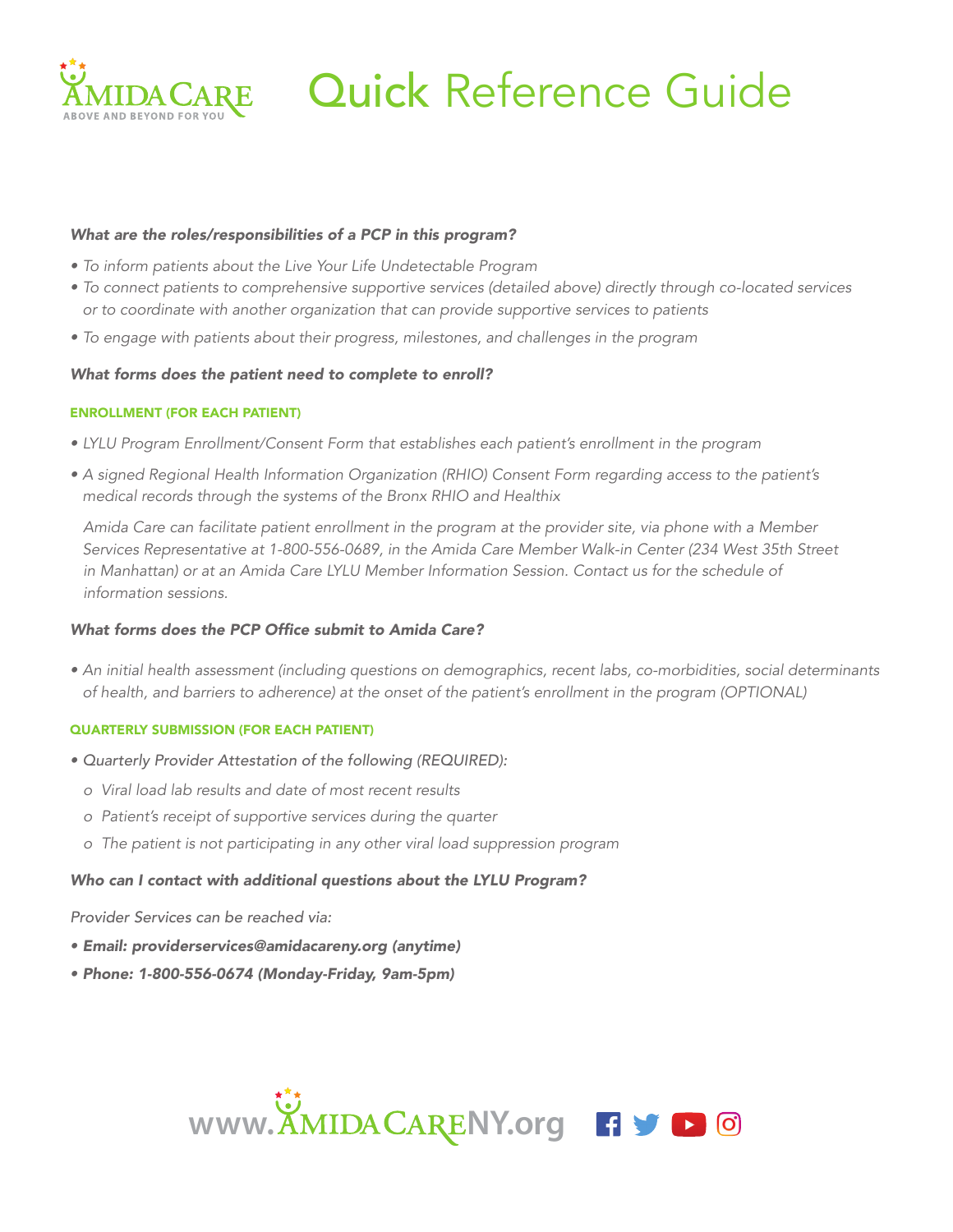# Quick Reference Guide

***What are the roles/responsibilities of a PCP in this program?***

- *To inform patients about the Live Your Life Undetectable Program*
- *To connect patients to comprehensive supportive services (detailed above) directly through co-located services or to coordinate with another organization that can provide supportive services to patients*
- *To engage with patients about their progress, milestones, and challenges in the program*

***What forms does the patient need to complete to enroll?***

#### ENROLLMENT (FOR EACH PATIENT)

- *LYLU Program Enrollment/Consent Form that establishes each patient's enrollment in the program*
- *A signed Regional Health Information Organization (RHIO) Consent Form regarding access to the patient's medical records through the systems of the Bronx RHIO and Healthix*

  *Amida Care can facilitate patient enrollment in the program at the provider site, via phone with a Member Services Representative at 1-800-556-0689, in the Amida Care Member Walk-in Center (234 West 35th Street in Manhattan) or at an Amida Care LYLU Member Information Session. Contact us for the schedule of information sessions.*

***What forms does the PCP Office submit to Amida Care?***

- *An initial health assessment (including questions on demographics, recent labs, co-morbidities, social determinants of health, and barriers to adherence) at the onset of the patient's enrollment in the program (OPTIONAL)*

#### QUARTERLY SUBMISSION (FOR EACH PATIENT)

- *Quarterly Provider Attestation of the following (REQUIRED):*
  - *Viral load lab results and date of most recent results*
  - *Patient's receipt of supportive services during the quarter*
  - *The patient is not participating in any other viral load suppression program*

***Who can I contact with additional questions about the LYLU Program?***

*Provider Services can be reached via:*

- ***Email: providerservices@amidacareny.org (anytime)***
- ***Phone: 1-800-556-0674 (Monday-Friday, 9am-5pm)***

www.AMIDACARENY.org